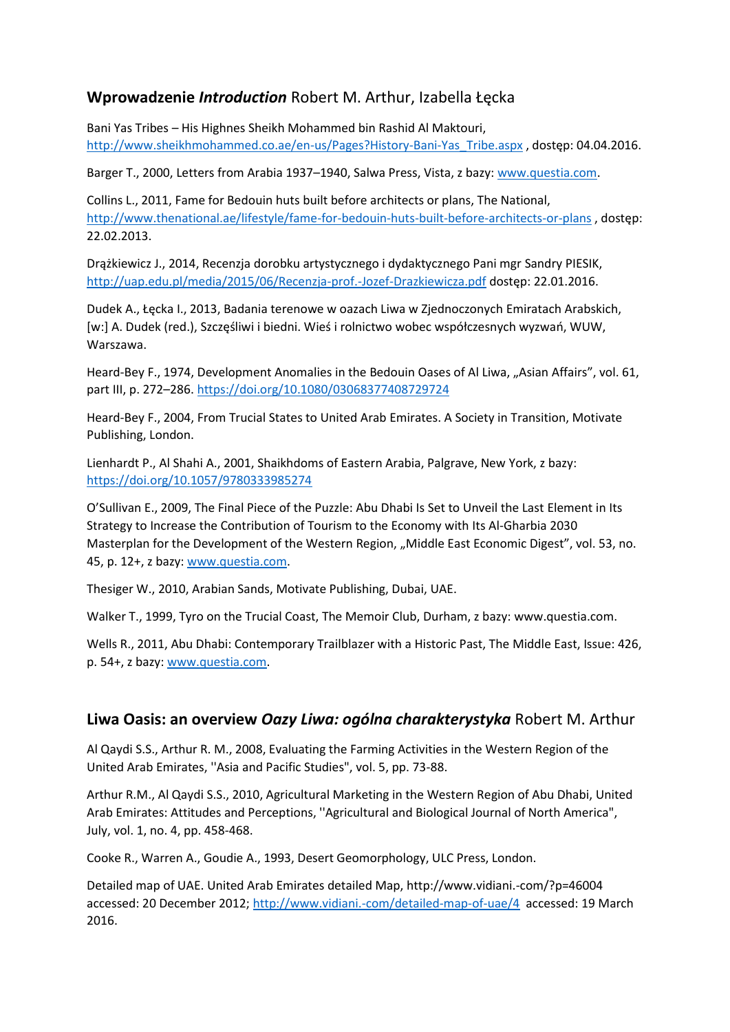## Wprowadzenie *Introduction* Robert M. Arthur, Izabella Łęcka

Bani Yas Tribes – His Highnes Sheikh Mohammed bin Rashid Al Maktouri, http://www.sheikhmohammed.co.ae/en-us/Pages?History-Bani-Yas_Tribe.aspx , dostęp: 04.04.2016.

Barger T., 2000, Letters from Arabia 1937–1940, Salwa Press, Vista, z bazy: www.questia.com.

Collins L., 2011, Fame for Bedouin huts built before architects or plans, The National, http://www.thenational.ae/lifestyle/fame-for-bedouin-huts-built-before-architects-or-plans , dostęp: 22.02.2013.

Drążkiewicz J., 2014, Recenzja dorobku artystycznego i dydaktycznego Pani mgr Sandry PIESIK, http://uap.edu.pl/media/2015/06/Recenzja-prof.-Jozef-Drazkiewicza.pdf dostęp: 22.01.2016.

Dudek A., Łęcka I., 2013, Badania terenowe w oazach Liwa w Zjednoczonych Emiratach Arabskich, [w:] A. Dudek (red.), Szczęśliwi i biedni. Wieś i rolnictwo wobec współczesnych wyzwań, WUW, Warszawa.

Heard-Bey F., 1974, Development Anomalies in the Bedouin Oases of Al Liwa, „Asian Affairs", vol. 61, part III, p. 272–286. https://doi.org/10.1080/03068377408729724

Heard-Bey F., 2004, From Trucial States to United Arab Emirates. A Society in Transition, Motivate Publishing, London.

Lienhardt P., Al Shahi A., 2001, Shaikhdoms of Eastern Arabia, Palgrave, New York, z bazy: https://doi.org/10.1057/9780333985274

O'Sullivan E., 2009, The Final Piece of the Puzzle: Abu Dhabi Is Set to Unveil the Last Element in Its Strategy to Increase the Contribution of Tourism to the Economy with Its Al-Gharbia 2030 Masterplan for the Development of the Western Region, „Middle East Economic Digest", vol. 53, no. 45, p. 12+, z bazy: www.questia.com.

Thesiger W., 2010, Arabian Sands, Motivate Publishing, Dubai, UAE.

Walker T., 1999, Tyro on the Trucial Coast, The Memoir Club, Durham, z bazy: www.questia.com.

Wells R., 2011, Abu Dhabi: Contemporary Trailblazer with a Historic Past, The Middle East, Issue: 426, p. 54+, z bazy: www.questia.com.

## Liwa Oasis: an overview *Oazy Liwa: ogólna charakterystyka* Robert M. Arthur

Al Qaydi S.S., Arthur R. M., 2008, Evaluating the Farming Activities in the Western Region of the United Arab Emirates, ''Asia and Pacific Studies", vol. 5, pp. 73-88.

Arthur R.M., Al Qaydi S.S., 2010, Agricultural Marketing in the Western Region of Abu Dhabi, United Arab Emirates: Attitudes and Perceptions, ''Agricultural and Biological Journal of North America", July, vol. 1, no. 4, pp. 458-468.

Cooke R., Warren A., Goudie A., 1993, Desert Geomorphology, ULC Press, London.

Detailed map of UAE. United Arab Emirates detailed Map, http://www.vidiani.-com/?p=46004 accessed: 20 December 2012; http://www.vidiani.-com/detailed-map-of-uae/4 accessed: 19 March 2016.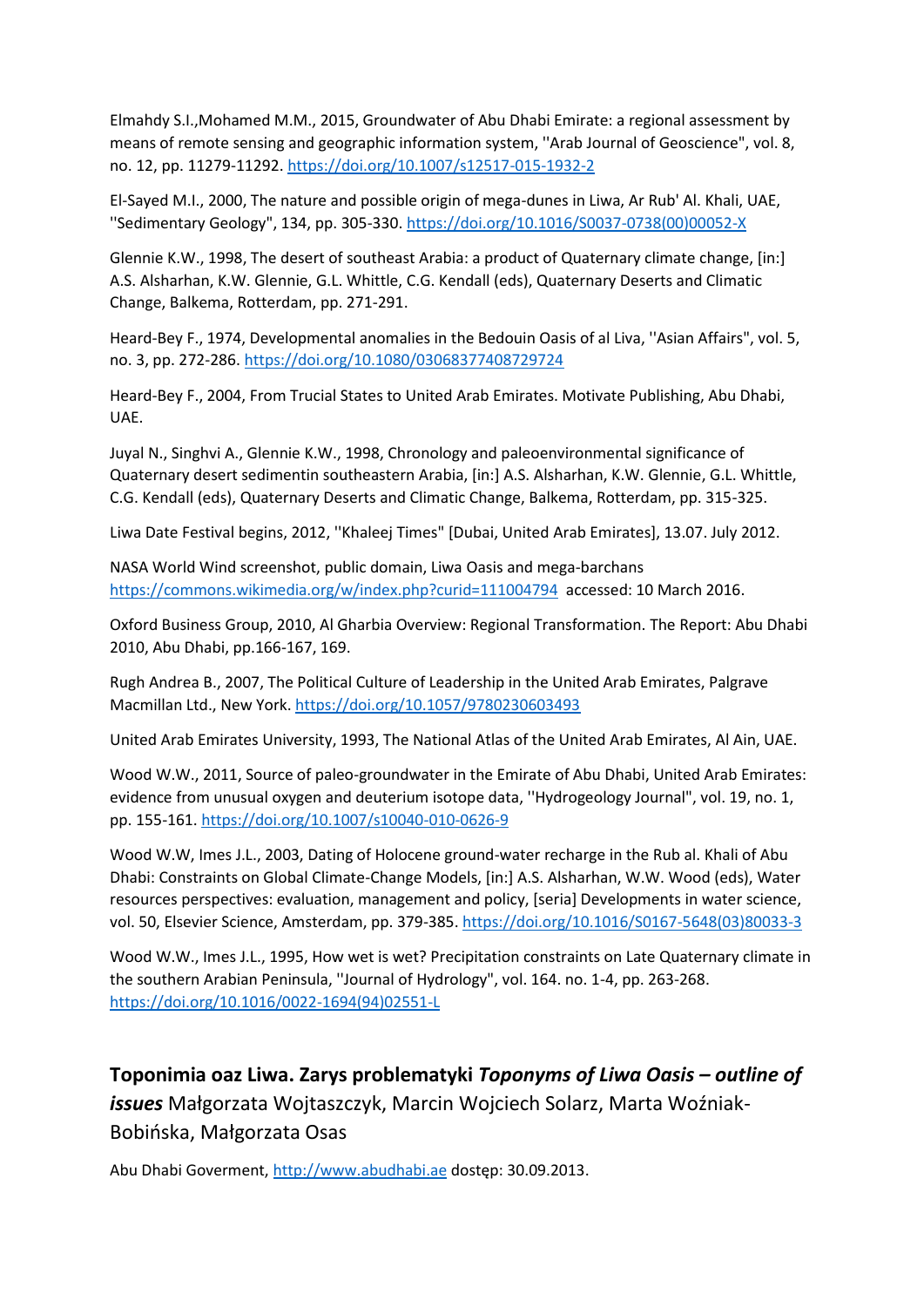Elmahdy S.I.,Mohamed M.M., 2015, Groundwater of Abu Dhabi Emirate: a regional assessment by means of remote sensing and geographic information system, ''Arab Journal of Geoscience", vol. 8, no. 12, pp. 11279-11292. https://doi.org/10.1007/s12517-015-1932-2

El-Sayed M.I., 2000, The nature and possible origin of mega-dunes in Liwa, Ar Rub' Al. Khali, UAE, ''Sedimentary Geology", 134, pp. 305-330. https://doi.org/10.1016/S0037-0738(00)00052-X

Glennie K.W., 1998, The desert of southeast Arabia: a product of Quaternary climate change, [in:] A.S. Alsharhan, K.W. Glennie, G.L. Whittle, C.G. Kendall (eds), Quaternary Deserts and Climatic Change, Balkema, Rotterdam, pp. 271-291.

Heard-Bey F., 1974, Developmental anomalies in the Bedouin Oasis of al Liva, ''Asian Affairs", vol. 5, no. 3, pp. 272-286. https://doi.org/10.1080/03068377408729724

Heard-Bey F., 2004, From Trucial States to United Arab Emirates. Motivate Publishing, Abu Dhabi, UAE.

Juyal N., Singhvi A., Glennie K.W., 1998, Chronology and paleoenvironmental significance of Quaternary desert sedimentin southeastern Arabia, [in:] A.S. Alsharhan, K.W. Glennie, G.L. Whittle, C.G. Kendall (eds), Quaternary Deserts and Climatic Change, Balkema, Rotterdam, pp. 315-325.

Liwa Date Festival begins, 2012, ''Khaleej Times" [Dubai, United Arab Emirates], 13.07. July 2012.

NASA World Wind screenshot, public domain, Liwa Oasis and mega-barchans https://commons.wikimedia.org/w/index.php?curid=111004794 accessed: 10 March 2016.

Oxford Business Group, 2010, Al Gharbia Overview: Regional Transformation. The Report: Abu Dhabi 2010, Abu Dhabi, pp.166-167, 169.

Rugh Andrea B., 2007, The Political Culture of Leadership in the United Arab Emirates, Palgrave Macmillan Ltd., New York. https://doi.org/10.1057/9780230603493

United Arab Emirates University, 1993, The National Atlas of the United Arab Emirates, Al Ain, UAE.

Wood W.W., 2011, Source of paleo-groundwater in the Emirate of Abu Dhabi, United Arab Emirates: evidence from unusual oxygen and deuterium isotope data, ''Hydrogeology Journal", vol. 19, no. 1, pp. 155-161. https://doi.org/10.1007/s10040-010-0626-9

Wood W.W, Imes J.L., 2003, Dating of Holocene ground-water recharge in the Rub al. Khali of Abu Dhabi: Constraints on Global Climate-Change Models, [in:] A.S. Alsharhan, W.W. Wood (eds), Water resources perspectives: evaluation, management and policy, [seria] Developments in water science, vol. 50, Elsevier Science, Amsterdam, pp. 379-385. https://doi.org/10.1016/S0167-5648(03)80033-3

Wood W.W., Imes J.L., 1995, How wet is wet? Precipitation constraints on Late Quaternary climate in the southern Arabian Peninsula, ''Journal of Hydrology", vol. 164. no. 1-4, pp. 263-268. https://doi.org/10.1016/0022-1694(94)02551-L

## **Toponimia oaz Liwa. Zarys problematyki** ***Toponyms of Liwa Oasis – outline of issues*** Małgorzata Wojtaszczyk, Marcin Wojciech Solarz, Marta Woźniak-Bobińska, Małgorzata Osas

Abu Dhabi Goverment, http://www.abudhabi.ae dostęp: 30.09.2013.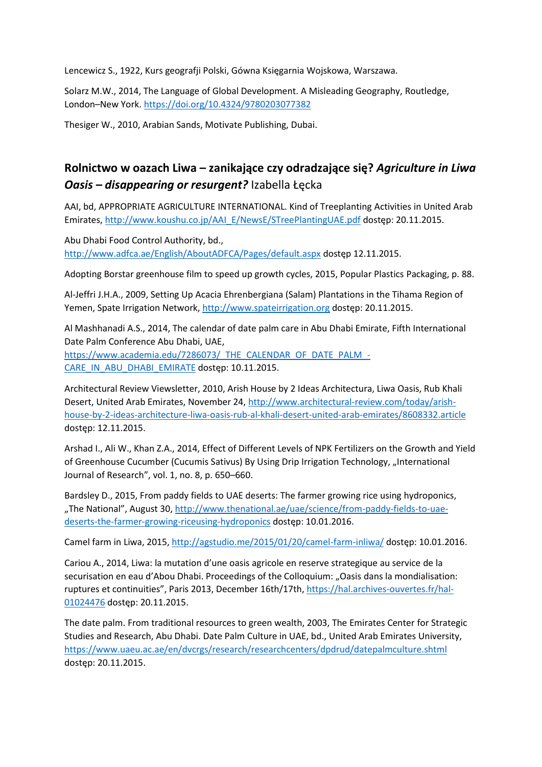Lencewicz S., 1922, Kurs geografji Polski, Gówna Księgarnia Wojskowa, Warszawa.

Solarz M.W., 2014, The Language of Global Development. A Misleading Geography, Routledge, London–New York. https://doi.org/10.4324/9780203077382

Thesiger W., 2010, Arabian Sands, Motivate Publishing, Dubai.

## Rolnictwo w oazach Liwa – zanikające czy odradzające się? *Agriculture in Liwa Oasis – disappearing or resurgent?* Izabella Łęcka

AAI, bd, APPROPRIATE AGRICULTURE INTERNATIONAL. Kind of Treeplanting Activities in United Arab Emirates, http://www.koushu.co.jp/AAI_E/NewsE/STreePlantingUAE.pdf dostęp: 20.11.2015.

Abu Dhabi Food Control Authority, bd., http://www.adfca.ae/English/AboutADFCA/Pages/default.aspx dostęp 12.11.2015.

Adopting Borstar greenhouse film to speed up growth cycles, 2015, Popular Plastics Packaging, p. 88.

Al-Jeffri J.H.A., 2009, Setting Up Acacia Ehrenbergiana (Salam) Plantations in the Tihama Region of Yemen, Spate Irrigation Network, http://www.spateirrigation.org dostęp: 20.11.2015.

Al Mashhanadi A.S., 2014, The calendar of date palm care in Abu Dhabi Emirate, Fifth International Date Palm Conference Abu Dhabi, UAE, https://www.academia.edu/7286073/_THE_CALENDAR_OF_DATE_PALM_-CARE_IN_ABU_DHABI_EMIRATE dostęp: 10.11.2015.

Architectural Review Viewsletter, 2010, Arish House by 2 Ideas Architectura, Liwa Oasis, Rub Khali Desert, United Arab Emirates, November 24, http://www.architectural-review.com/today/arish-house-by-2-ideas-architecture-liwa-oasis-rub-al-khali-desert-united-arab-emirates/8608332.article dostęp: 12.11.2015.

Arshad I., Ali W., Khan Z.A., 2014, Effect of Different Levels of NPK Fertilizers on the Growth and Yield of Greenhouse Cucumber (Cucumis Sativus) By Using Drip Irrigation Technology, „International Journal of Research", vol. 1, no. 8, p. 650–660.

Bardsley D., 2015, From paddy fields to UAE deserts: The farmer growing rice using hydroponics, „The National", August 30, http://www.thenational.ae/uae/science/from-paddy-fields-to-uae-deserts-the-farmer-growing-riceusing-hydroponics dostęp: 10.01.2016.

Camel farm in Liwa, 2015, http://agstudio.me/2015/01/20/camel-farm-inliwa/ dostęp: 10.01.2016.

Cariou A., 2014, Liwa: la mutation d'une oasis agricole en reserve strategique au service de la securisation en eau d'Abou Dhabi. Proceedings of the Colloquium: „Oasis dans la mondialisation: ruptures et continuities", Paris 2013, December 16th/17th, https://hal.archives-ouvertes.fr/hal-01024476 dostęp: 20.11.2015.

The date palm. From traditional resources to green wealth, 2003, The Emirates Center for Strategic Studies and Research, Abu Dhabi. Date Palm Culture in UAE, bd., United Arab Emirates University, https://www.uaeu.ac.ae/en/dvcrgs/research/researchcenters/dpdrud/datepalmculture.shtml dostęp: 20.11.2015.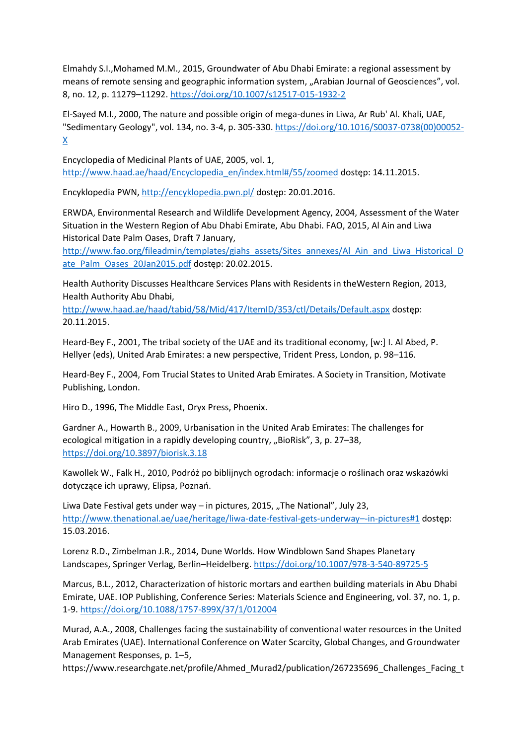Elmahdy S.I.,Mohamed M.M., 2015, Groundwater of Abu Dhabi Emirate: a regional assessment by means of remote sensing and geographic information system, „Arabian Journal of Geosciences", vol. 8, no. 12, p. 11279–11292. https://doi.org/10.1007/s12517-015-1932-2

El-Sayed M.I., 2000, The nature and possible origin of mega-dunes in Liwa, Ar Rub' Al. Khali, UAE, "Sedimentary Geology", vol. 134, no. 3-4, p. 305-330. https://doi.org/10.1016/S0037-0738(00)00052-X

Encyclopedia of Medicinal Plants of UAE, 2005, vol. 1, http://www.haad.ae/haad/Encyclopedia_en/index.html#/55/zoomed dostęp: 14.11.2015.

Encyklopedia PWN, http://encyklopedia.pwn.pl/ dostęp: 20.01.2016.

ERWDA, Environmental Research and Wildlife Development Agency, 2004, Assessment of the Water Situation in the Western Region of Abu Dhabi Emirate, Abu Dhabi. FAO, 2015, Al Ain and Liwa Historical Date Palm Oases, Draft 7 January, http://www.fao.org/fileadmin/templates/giahs_assets/Sites_annexes/Al_Ain_and_Liwa_Historical_Date_Palm_Oases_20Jan2015.pdf dostęp: 20.02.2015.

Health Authority Discusses Healthcare Services Plans with Residents in theWestern Region, 2013, Health Authority Abu Dhabi, http://www.haad.ae/haad/tabid/58/Mid/417/ItemID/353/ctl/Details/Default.aspx dostęp: 20.11.2015.

Heard-Bey F., 2001, The tribal society of the UAE and its traditional economy, [w:] I. Al Abed, P. Hellyer (eds), United Arab Emirates: a new perspective, Trident Press, London, p. 98–116.

Heard-Bey F., 2004, Fom Trucial States to United Arab Emirates. A Society in Transition, Motivate Publishing, London.

Hiro D., 1996, The Middle East, Oryx Press, Phoenix.

Gardner A., Howarth B., 2009, Urbanisation in the United Arab Emirates: The challenges for ecological mitigation in a rapidly developing country, „BioRisk", 3, p. 27–38, https://doi.org/10.3897/biorisk.3.18

Kawollek W., Falk H., 2010, Podróż po biblijnych ogrodach: informacje o roślinach oraz wskazówki dotyczące ich uprawy, Elipsa, Poznań.

Liwa Date Festival gets under way – in pictures, 2015, „The National", July 23, http://www.thenational.ae/uae/heritage/liwa-date-festival-gets-underway–-in-pictures#1 dostęp: 15.03.2016.

Lorenz R.D., Zimbelman J.R., 2014, Dune Worlds. How Windblown Sand Shapes Planetary Landscapes, Springer Verlag, Berlin–Heidelberg. https://doi.org/10.1007/978-3-540-89725-5

Marcus, B.L., 2012, Characterization of historic mortars and earthen building materials in Abu Dhabi Emirate, UAE. IOP Publishing, Conference Series: Materials Science and Engineering, vol. 37, no. 1, p. 1-9. https://doi.org/10.1088/1757-899X/37/1/012004

Murad, A.A., 2008, Challenges facing the sustainability of conventional water resources in the United Arab Emirates (UAE). International Conference on Water Scarcity, Global Changes, and Groundwater Management Responses, p. 1–5, https://www.researchgate.net/profile/Ahmed_Murad2/publication/267235696_Challenges_Facing_t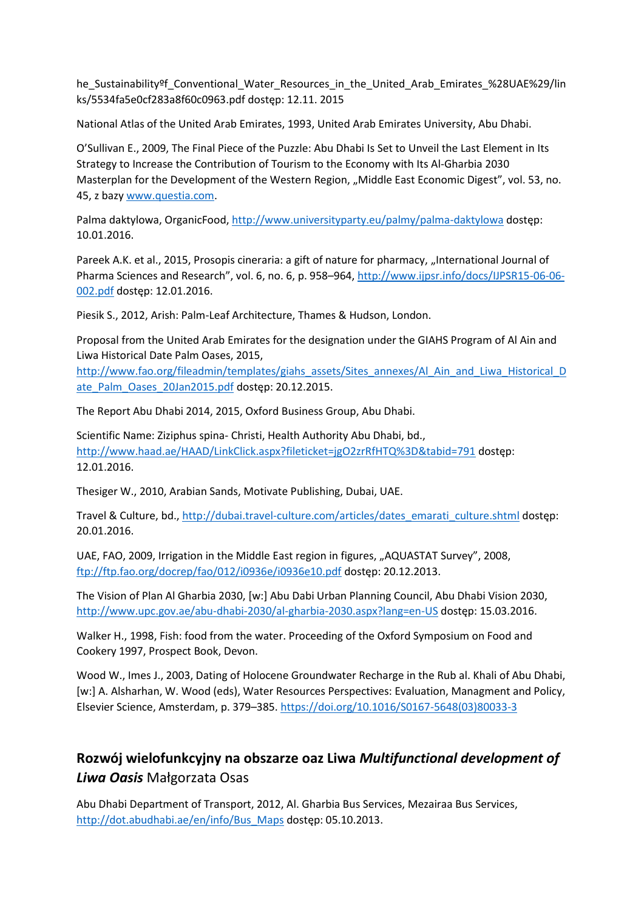he_Sustainabilityºf_Conventional_Water_Resources_in_the_United_Arab_Emirates_%28UAE%29/links/5534fa5e0cf283a8f60c0963.pdf dostęp: 12.11. 2015

National Atlas of the United Arab Emirates, 1993, United Arab Emirates University, Abu Dhabi.

O'Sullivan E., 2009, The Final Piece of the Puzzle: Abu Dhabi Is Set to Unveil the Last Element in Its Strategy to Increase the Contribution of Tourism to the Economy with Its Al-Gharbia 2030 Masterplan for the Development of the Western Region, „Middle East Economic Digest", vol. 53, no. 45, z bazy www.questia.com.

Palma daktylowa, OrganicFood, http://www.universityparty.eu/palmy/palma-daktylowa dostęp: 10.01.2016.

Pareek A.K. et al., 2015, Prosopis cineraria: a gift of nature for pharmacy, „International Journal of Pharma Sciences and Research", vol. 6, no. 6, p. 958–964, http://www.ijpsr.info/docs/IJPSR15-06-06-002.pdf dostęp: 12.01.2016.

Piesik S., 2012, Arish: Palm-Leaf Architecture, Thames & Hudson, London.

Proposal from the United Arab Emirates for the designation under the GIAHS Program of Al Ain and Liwa Historical Date Palm Oases, 2015, http://www.fao.org/fileadmin/templates/giahs_assets/Sites_annexes/Al_Ain_and_Liwa_Historical_Date_Palm_Oases_20Jan2015.pdf dostęp: 20.12.2015.

The Report Abu Dhabi 2014, 2015, Oxford Business Group, Abu Dhabi.

Scientific Name: Ziziphus spina- Christi, Health Authority Abu Dhabi, bd., http://www.haad.ae/HAAD/LinkClick.aspx?fileticket=jgO2zrRfHTQ%3D&tabid=791 dostęp: 12.01.2016.

Thesiger W., 2010, Arabian Sands, Motivate Publishing, Dubai, UAE.

Travel & Culture, bd., http://dubai.travel-culture.com/articles/dates_emarati_culture.shtml dostęp: 20.01.2016.

UAE, FAO, 2009, Irrigation in the Middle East region in figures, „AQUASTAT Survey", 2008, ftp://ftp.fao.org/docrep/fao/012/i0936e/i0936e10.pdf dostęp: 20.12.2013.

The Vision of Plan Al Gharbia 2030, [w:] Abu Dabi Urban Planning Council, Abu Dhabi Vision 2030, http://www.upc.gov.ae/abu-dhabi-2030/al-gharbia-2030.aspx?lang=en-US dostęp: 15.03.2016.

Walker H., 1998, Fish: food from the water. Proceeding of the Oxford Symposium on Food and Cookery 1997, Prospect Book, Devon.

Wood W., Imes J., 2003, Dating of Holocene Groundwater Recharge in the Rub al. Khali of Abu Dhabi, [w:] A. Alsharhan, W. Wood (eds), Water Resources Perspectives: Evaluation, Managment and Policy, Elsevier Science, Amsterdam, p. 379–385. https://doi.org/10.1016/S0167-5648(03)80033-3

## Rozwój wielofunkcyjny na obszarze oaz Liwa *Multifunctional development of Liwa Oasis* Małgorzata Osas

Abu Dhabi Department of Transport, 2012, Al. Gharbia Bus Services, Mezairaa Bus Services, http://dot.abudhabi.ae/en/info/Bus_Maps dostęp: 05.10.2013.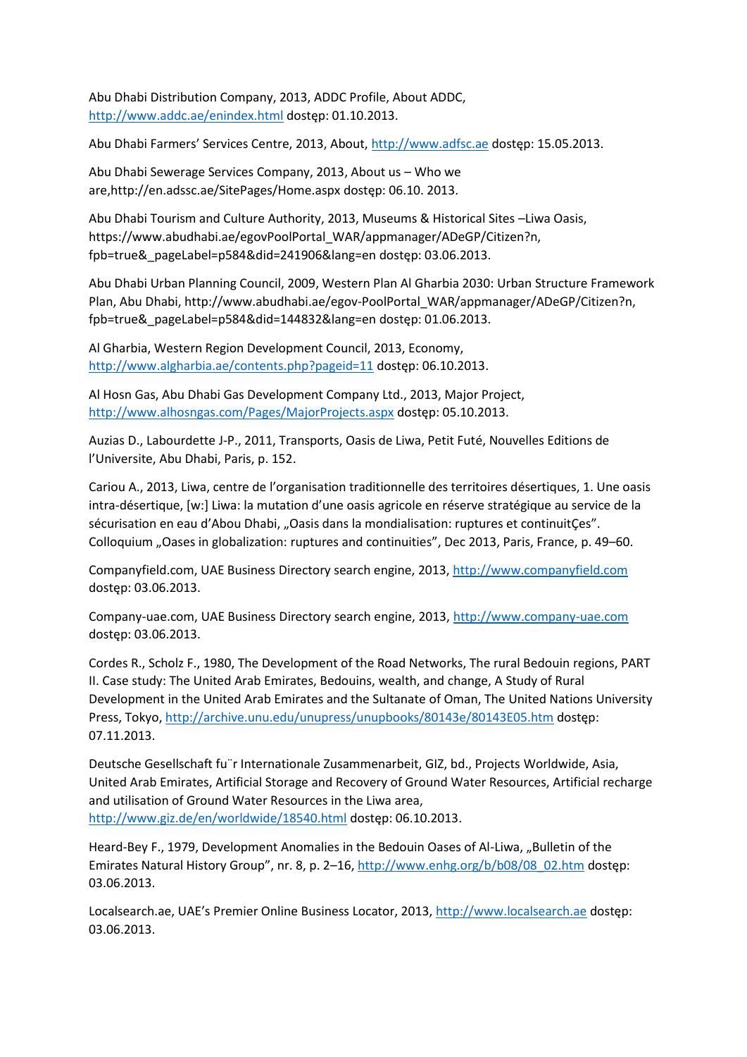Abu Dhabi Distribution Company, 2013, ADDC Profile, About ADDC, http://www.addc.ae/enindex.html dostęp: 01.10.2013.

Abu Dhabi Farmers' Services Centre, 2013, About, http://www.adfsc.ae dostęp: 15.05.2013.

Abu Dhabi Sewerage Services Company, 2013, About us – Who we are,http://en.adssc.ae/SitePages/Home.aspx dostęp: 06.10. 2013.

Abu Dhabi Tourism and Culture Authority, 2013, Museums & Historical Sites –Liwa Oasis, https://www.abudhabi.ae/egovPoolPortal_WAR/appmanager/ADeGP/Citizen?n, fpb=true&_pageLabel=p584&did=241906&lang=en dostęp: 03.06.2013.

Abu Dhabi Urban Planning Council, 2009, Western Plan Al Gharbia 2030: Urban Structure Framework Plan, Abu Dhabi, http://www.abudhabi.ae/egov-PoolPortal_WAR/appmanager/ADeGP/Citizen?n, fpb=true&_pageLabel=p584&did=144832&lang=en dostęp: 01.06.2013.

Al Gharbia, Western Region Development Council, 2013, Economy, http://www.algharbia.ae/contents.php?pageid=11 dostęp: 06.10.2013.

Al Hosn Gas, Abu Dhabi Gas Development Company Ltd., 2013, Major Project, http://www.alhosngas.com/Pages/MajorProjects.aspx dostęp: 05.10.2013.

Auzias D., Labourdette J-P., 2011, Transports, Oasis de Liwa, Petit Futé, Nouvelles Editions de l'Universite, Abu Dhabi, Paris, p. 152.

Cariou A., 2013, Liwa, centre de l'organisation traditionnelle des territoires désertiques, 1. Une oasis intra-désertique, [w:] Liwa: la mutation d'une oasis agricole en réserve stratégique au service de la sécurisation en eau d'Abou Dhabi, „Oasis dans la mondialisation: ruptures et continuitÇes". Colloquium „Oases in globalization: ruptures and continuities", Dec 2013, Paris, France, p. 49–60.

Companyfield.com, UAE Business Directory search engine, 2013, http://www.companyfield.com dostęp: 03.06.2013.

Company-uae.com, UAE Business Directory search engine, 2013, http://www.company-uae.com dostęp: 03.06.2013.

Cordes R., Scholz F., 1980, The Development of the Road Networks, The rural Bedouin regions, PART II. Case study: The United Arab Emirates, Bedouins, wealth, and change, A Study of Rural Development in the United Arab Emirates and the Sultanate of Oman, The United Nations University Press, Tokyo, http://archive.unu.edu/unupress/unupbooks/80143e/80143E05.htm dostęp: 07.11.2013.

Deutsche Gesellschaft fu¨r Internationale Zusammenarbeit, GIZ, bd., Projects Worldwide, Asia, United Arab Emirates, Artificial Storage and Recovery of Ground Water Resources, Artificial recharge and utilisation of Ground Water Resources in the Liwa area, http://www.giz.de/en/worldwide/18540.html dostęp: 06.10.2013.

Heard-Bey F., 1979, Development Anomalies in the Bedouin Oases of Al-Liwa, „Bulletin of the Emirates Natural History Group", nr. 8, p. 2–16, http://www.enhg.org/b/b08/08_02.htm dostęp: 03.06.2013.

Localsearch.ae, UAE's Premier Online Business Locator, 2013, http://www.localsearch.ae dostęp: 03.06.2013.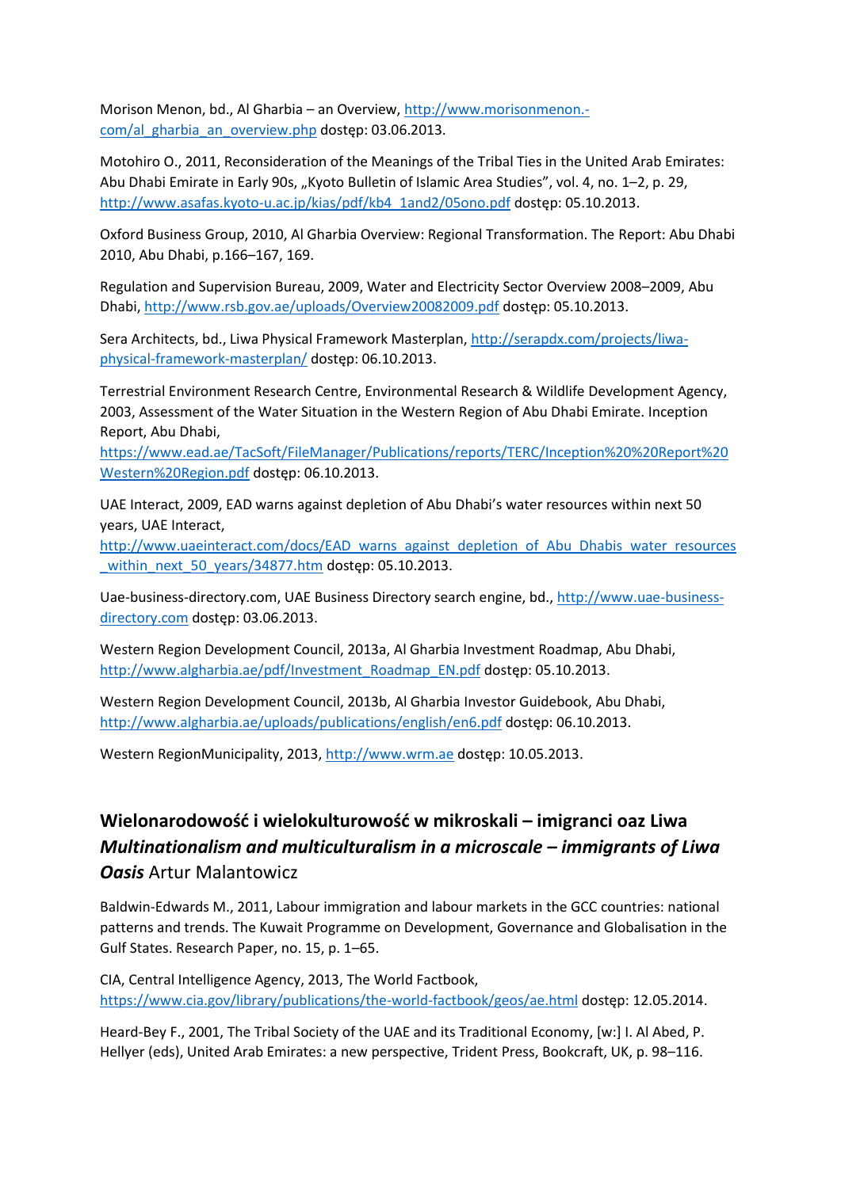Morison Menon, bd., Al Gharbia – an Overview, http://www.morisonmenon.-com/al_gharbia_an_overview.php dostęp: 03.06.2013.

Motohiro O., 2011, Reconsideration of the Meanings of the Tribal Ties in the United Arab Emirates: Abu Dhabi Emirate in Early 90s, „Kyoto Bulletin of Islamic Area Studies", vol. 4, no. 1–2, p. 29, http://www.asafas.kyoto-u.ac.jp/kias/pdf/kb4_1and2/05ono.pdf dostęp: 05.10.2013.

Oxford Business Group, 2010, Al Gharbia Overview: Regional Transformation. The Report: Abu Dhabi 2010, Abu Dhabi, p.166–167, 169.

Regulation and Supervision Bureau, 2009, Water and Electricity Sector Overview 2008–2009, Abu Dhabi, http://www.rsb.gov.ae/uploads/Overview20082009.pdf dostęp: 05.10.2013.

Sera Architects, bd., Liwa Physical Framework Masterplan, http://serapdx.com/projects/liwa-physical-framework-masterplan/ dostęp: 06.10.2013.

Terrestrial Environment Research Centre, Environmental Research & Wildlife Development Agency, 2003, Assessment of the Water Situation in the Western Region of Abu Dhabi Emirate. Inception Report, Abu Dhabi, https://www.ead.ae/TacSoft/FileManager/Publications/reports/TERC/Inception%20%20Report%20Western%20Region.pdf dostęp: 06.10.2013.

UAE Interact, 2009, EAD warns against depletion of Abu Dhabi's water resources within next 50 years, UAE Interact, http://www.uaeinteract.com/docs/EAD_warns_against_depletion_of_Abu_Dhabis_water_resources_within_next_50_years/34877.htm dostęp: 05.10.2013.

Uae-business-directory.com, UAE Business Directory search engine, bd., http://www.uae-business-directory.com dostęp: 03.06.2013.

Western Region Development Council, 2013a, Al Gharbia Investment Roadmap, Abu Dhabi, http://www.algharbia.ae/pdf/Investment_Roadmap_EN.pdf dostęp: 05.10.2013.

Western Region Development Council, 2013b, Al Gharbia Investor Guidebook, Abu Dhabi, http://www.algharbia.ae/uploads/publications/english/en6.pdf dostęp: 06.10.2013.

Western RegionMunicipality, 2013, http://www.wrm.ae dostęp: 10.05.2013.

## Wielonarodowość i wielokulturowość w mikroskali – imigranci oaz Liwa *Multinationalism and multiculturalism in a microscale – immigrants of Liwa Oasis* Artur Malantowicz

Baldwin-Edwards M., 2011, Labour immigration and labour markets in the GCC countries: national patterns and trends. The Kuwait Programme on Development, Governance and Globalisation in the Gulf States. Research Paper, no. 15, p. 1–65.

CIA, Central Intelligence Agency, 2013, The World Factbook, https://www.cia.gov/library/publications/the-world-factbook/geos/ae.html dostęp: 12.05.2014.

Heard-Bey F., 2001, The Tribal Society of the UAE and its Traditional Economy, [w:] I. Al Abed, P. Hellyer (eds), United Arab Emirates: a new perspective, Trident Press, Bookcraft, UK, p. 98–116.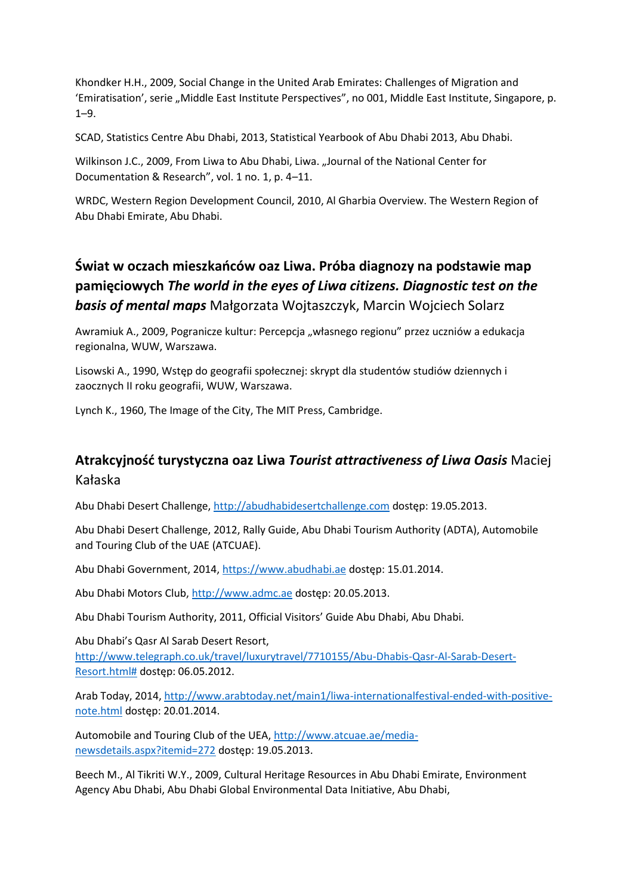Khondker H.H., 2009, Social Change in the United Arab Emirates: Challenges of Migration and 'Emiratisation', serie „Middle East Institute Perspectives", no 001, Middle East Institute, Singapore, p. 1–9.

SCAD, Statistics Centre Abu Dhabi, 2013, Statistical Yearbook of Abu Dhabi 2013, Abu Dhabi.

Wilkinson J.C., 2009, From Liwa to Abu Dhabi, Liwa. „Journal of the National Center for Documentation & Research", vol. 1 no. 1, p. 4–11.

WRDC, Western Region Development Council, 2010, Al Gharbia Overview. The Western Region of Abu Dhabi Emirate, Abu Dhabi.

## **Świat w oczach mieszkańców oaz Liwa. Próba diagnozy na podstawie map pamięciowych** ***The world in the eyes of Liwa citizens. Diagnostic test on the basis of mental maps*** Małgorzata Wojtaszczyk, Marcin Wojciech Solarz

Awramiuk A., 2009, Pogranicze kultur: Percepcja „własnego regionu" przez uczniów a edukacja regionalna, WUW, Warszawa.

Lisowski A., 1990, Wstęp do geografii społecznej: skrypt dla studentów studiów dziennych i zaocznych II roku geografii, WUW, Warszawa.

Lynch K., 1960, The Image of the City, The MIT Press, Cambridge.

## **Atrakcyjność turystyczna oaz Liwa** ***Tourist attractiveness of Liwa Oasis*** Maciej Kałaska

Abu Dhabi Desert Challenge, http://abudhabidesertchallenge.com dostęp: 19.05.2013.

Abu Dhabi Desert Challenge, 2012, Rally Guide, Abu Dhabi Tourism Authority (ADTA), Automobile and Touring Club of the UAE (ATCUAE).

Abu Dhabi Government, 2014, https://www.abudhabi.ae dostęp: 15.01.2014.

Abu Dhabi Motors Club, http://www.admc.ae dostęp: 20.05.2013.

Abu Dhabi Tourism Authority, 2011, Official Visitors' Guide Abu Dhabi, Abu Dhabi.

Abu Dhabi's Qasr Al Sarab Desert Resort, http://www.telegraph.co.uk/travel/luxurytravel/7710155/Abu-Dhabis-Qasr-Al-Sarab-Desert-Resort.html# dostęp: 06.05.2012.

Arab Today, 2014, http://www.arabtoday.net/main1/liwa-internationalfestival-ended-with-positive-note.html dostęp: 20.01.2014.

Automobile and Touring Club of the UEA, http://www.atcuae.ae/media-newsdetails.aspx?itemid=272 dostęp: 19.05.2013.

Beech M., Al Tikriti W.Y., 2009, Cultural Heritage Resources in Abu Dhabi Emirate, Environment Agency Abu Dhabi, Abu Dhabi Global Environmental Data Initiative, Abu Dhabi,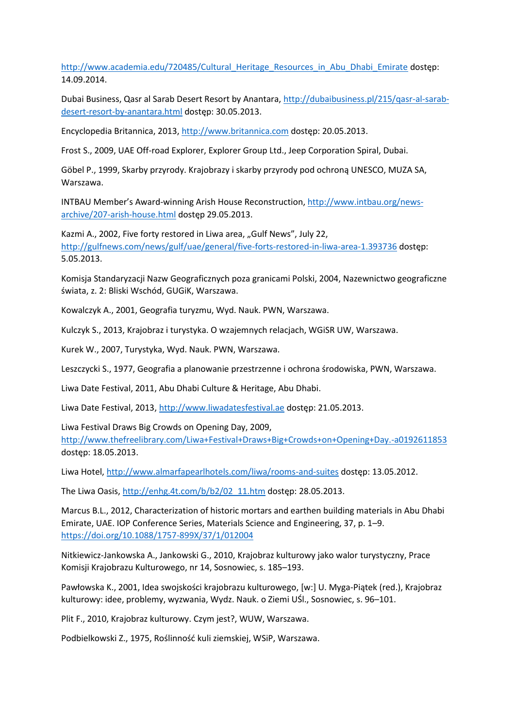http://www.academia.edu/720485/Cultural_Heritage_Resources_in_Abu_Dhabi_Emirate dostęp: 14.09.2014.

Dubai Business, Qasr al Sarab Desert Resort by Anantara, http://dubaibusiness.pl/215/qasr-al-sarab-desert-resort-by-anantara.html dostęp: 30.05.2013.

Encyclopedia Britannica, 2013, http://www.britannica.com dostęp: 20.05.2013.

Frost S., 2009, UAE Off-road Explorer, Explorer Group Ltd., Jeep Corporation Spiral, Dubai.

Göbel P., 1999, Skarby przyrody. Krajobrazy i skarby przyrody pod ochroną UNESCO, MUZA SA, Warszawa.

INTBAU Member's Award-winning Arish House Reconstruction, http://www.intbau.org/news-archive/207-arish-house.html dostęp 29.05.2013.

Kazmi A., 2002, Five forty restored in Liwa area, „Gulf News", July 22, http://gulfnews.com/news/gulf/uae/general/five-forts-restored-in-liwa-area-1.393736 dostęp: 5.05.2013.

Komisja Standaryzacji Nazw Geograficznych poza granicami Polski, 2004, Nazewnictwo geograficzne świata, z. 2: Bliski Wschód, GUGiK, Warszawa.

Kowalczyk A., 2001, Geografia turyzmu, Wyd. Nauk. PWN, Warszawa.

Kulczyk S., 2013, Krajobraz i turystyka. O wzajemnych relacjach, WGiSR UW, Warszawa.

Kurek W., 2007, Turystyka, Wyd. Nauk. PWN, Warszawa.

Leszczycki S., 1977, Geografia a planowanie przestrzenne i ochrona środowiska, PWN, Warszawa.

Liwa Date Festival, 2011, Abu Dhabi Culture & Heritage, Abu Dhabi.

Liwa Date Festival, 2013, http://www.liwadatesfestival.ae dostęp: 21.05.2013.

Liwa Festival Draws Big Crowds on Opening Day, 2009, http://www.thefreelibrary.com/Liwa+Festival+Draws+Big+Crowds+on+Opening+Day.-a0192611853 dostęp: 18.05.2013.

Liwa Hotel, http://www.almarfapearlhotels.com/liwa/rooms-and-suites dostęp: 13.05.2012.

The Liwa Oasis, http://enhg.4t.com/b/b2/02_11.htm dostęp: 28.05.2013.

Marcus B.L., 2012, Characterization of historic mortars and earthen building materials in Abu Dhabi Emirate, UAE. IOP Conference Series, Materials Science and Engineering, 37, p. 1–9. https://doi.org/10.1088/1757-899X/37/1/012004

Nitkiewicz-Jankowska A., Jankowski G., 2010, Krajobraz kulturowy jako walor turystyczny, Prace Komisji Krajobrazu Kulturowego, nr 14, Sosnowiec, s. 185–193.

Pawłowska K., 2001, Idea swojskości krajobrazu kulturowego, [w:] U. Myga-Piątek (red.), Krajobraz kulturowy: idee, problemy, wyzwania, Wydz. Nauk. o Ziemi UŚl., Sosnowiec, s. 96–101.

Plit F., 2010, Krajobraz kulturowy. Czym jest?, WUW, Warszawa.

Podbielkowski Z., 1975, Roślinność kuli ziemskiej, WSiP, Warszawa.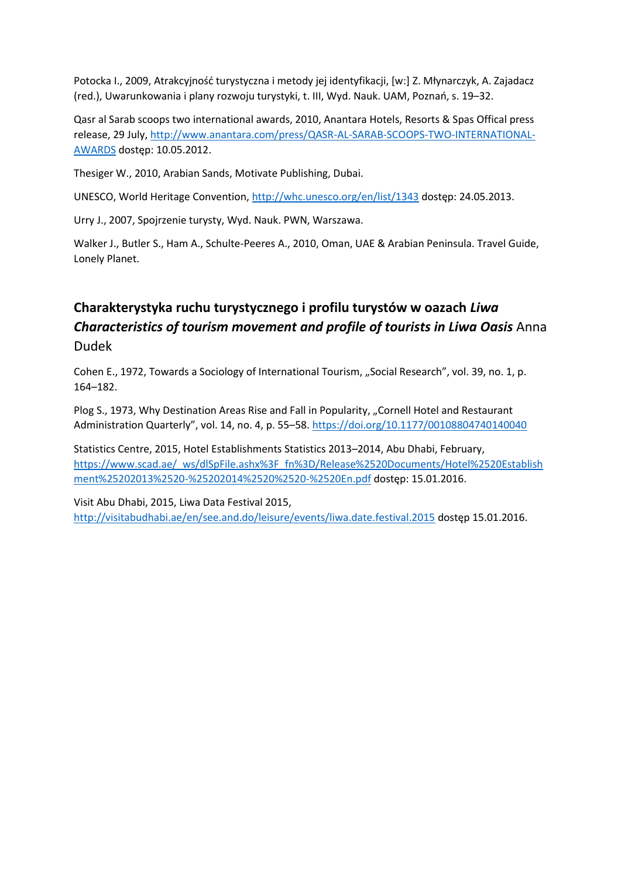Potocka I., 2009, Atrakcyjność turystyczna i metody jej identyfikacji, [w:] Z. Młynarczyk, A. Zajadacz (red.), Uwarunkowania i plany rozwoju turystyki, t. III, Wyd. Nauk. UAM, Poznań, s. 19–32.

Qasr al Sarab scoops two international awards, 2010, Anantara Hotels, Resorts & Spas Offical press release, 29 July, http://www.anantara.com/press/QASR-AL-SARAB-SCOOPS-TWO-INTERNATIONAL-AWARDS dostęp: 10.05.2012.

Thesiger W., 2010, Arabian Sands, Motivate Publishing, Dubai.

UNESCO, World Heritage Convention, http://whc.unesco.org/en/list/1343 dostęp: 24.05.2013.

Urry J., 2007, Spojrzenie turysty, Wyd. Nauk. PWN, Warszawa.

Walker J., Butler S., Ham A., Schulte-Peeres A., 2010, Oman, UAE & Arabian Peninsula. Travel Guide, Lonely Planet.

## Charakterystyka ruchu turystycznego i profilu turystów w oazach *Liwa* *Characteristics of tourism movement and profile of tourists in Liwa Oasis* Anna Dudek

Cohen E., 1972, Towards a Sociology of International Tourism, „Social Research", vol. 39, no. 1, p. 164–182.

Plog S., 1973, Why Destination Areas Rise and Fall in Popularity, „Cornell Hotel and Restaurant Administration Quarterly", vol. 14, no. 4, p. 55–58. https://doi.org/10.1177/001088047401400040

Statistics Centre, 2015, Hotel Establishments Statistics 2013–2014, Abu Dhabi, February, https://www.scad.ae/_ws/dlSpFile.ashx%3F_fn%3D/Release%2520Documents/Hotel%2520Establishment%25202013%2520-%25202014%2520%2520-%2520En.pdf dostęp: 15.01.2016.

Visit Abu Dhabi, 2015, Liwa Data Festival 2015, http://visitabudhabi.ae/en/see.and.do/leisure/events/liwa.date.festival.2015 dostęp 15.01.2016.